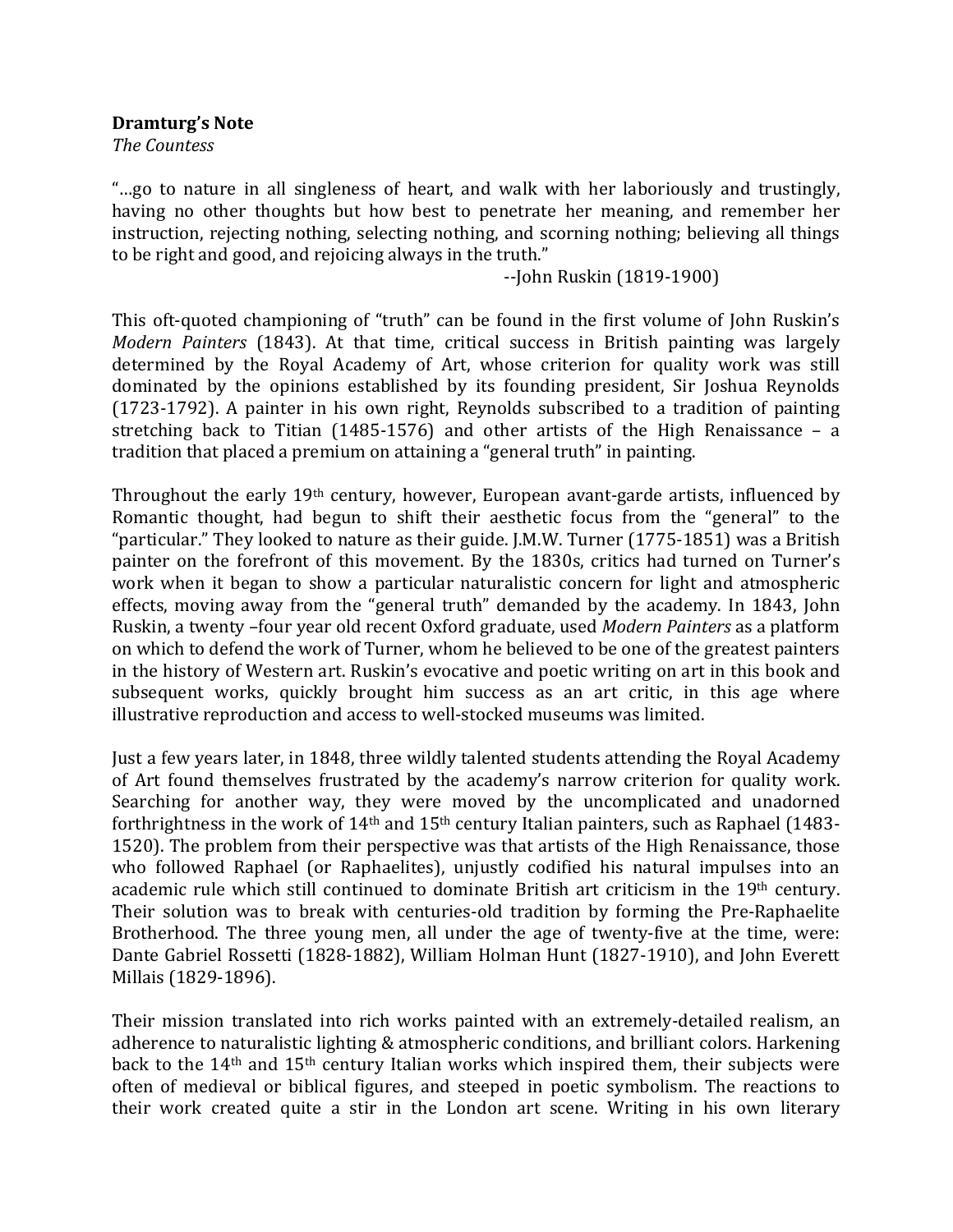**Dramturg's Note**

*The Countess*

"…go to nature in all singleness of heart, and walk with her laboriously and trustingly, having no other thoughts but how best to penetrate her meaning, and remember her instruction, rejecting nothing, selecting nothing, and scorning nothing; believing all things to be right and good, and rejoicing always in the truth."

--John Ruskin (1819-1900)

This oft-quoted championing of "truth" can be found in the first volume of John Ruskin's *Modern Painters* (1843). At that time, critical success in British painting was largely determined by the Royal Academy of Art, whose criterion for quality work was still dominated by the opinions established by its founding president, Sir Joshua Reynolds (1723-1792). A painter in his own right, Reynolds subscribed to a tradition of painting stretching back to Titian (1485-1576) and other artists of the High Renaissance – a tradition that placed a premium on attaining a "general truth" in painting.

Throughout the early 19th century, however, European avant-garde artists, influenced by Romantic thought, had begun to shift their aesthetic focus from the "general" to the "particular." They looked to nature as their guide. J.M.W. Turner (1775-1851) was a British painter on the forefront of this movement. By the 1830s, critics had turned on Turner's work when it began to show a particular naturalistic concern for light and atmospheric effects, moving away from the "general truth" demanded by the academy. In 1843, John Ruskin, a twenty –four year old recent Oxford graduate, used *Modern Painters* as a platform on which to defend the work of Turner, whom he believed to be one of the greatest painters in the history of Western art. Ruskin's evocative and poetic writing on art in this book and subsequent works, quickly brought him success as an art critic, in this age where illustrative reproduction and access to well-stocked museums was limited.

Just a few years later, in 1848, three wildly talented students attending the Royal Academy of Art found themselves frustrated by the academy's narrow criterion for quality work. Searching for another way, they were moved by the uncomplicated and unadorned forthrightness in the work of 14th and 15th century Italian painters, such as Raphael (1483-1520). The problem from their perspective was that artists of the High Renaissance, those who followed Raphael (or Raphaelites), unjustly codified his natural impulses into an academic rule which still continued to dominate British art criticism in the 19th century. Their solution was to break with centuries-old tradition by forming the Pre-Raphaelite Brotherhood. The three young men, all under the age of twenty-five at the time, were: Dante Gabriel Rossetti (1828-1882), William Holman Hunt (1827-1910), and John Everett Millais (1829-1896).

Their mission translated into rich works painted with an extremely-detailed realism, an adherence to naturalistic lighting & atmospheric conditions, and brilliant colors. Harkening back to the 14th and 15th century Italian works which inspired them, their subjects were often of medieval or biblical figures, and steeped in poetic symbolism. The reactions to their work created quite a stir in the London art scene. Writing in his own literary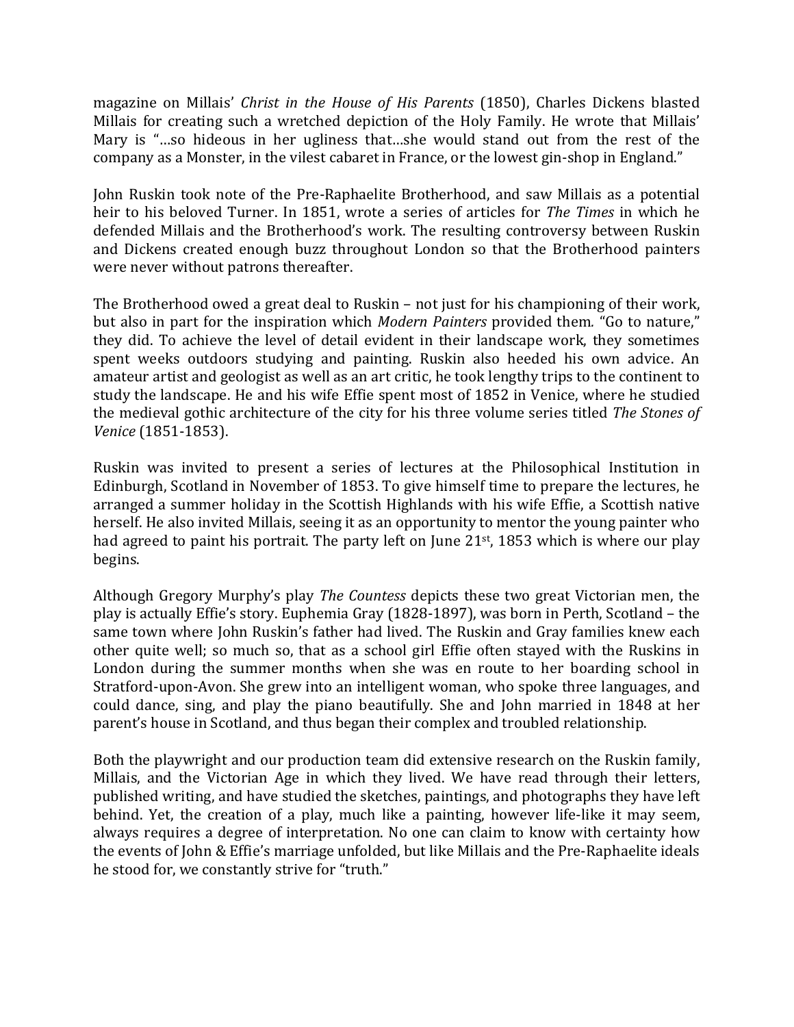magazine on Millais' *Christ in the House of His Parents* (1850), Charles Dickens blasted Millais for creating such a wretched depiction of the Holy Family. He wrote that Millais' Mary is "…so hideous in her ugliness that…she would stand out from the rest of the company as a Monster, in the vilest cabaret in France, or the lowest gin-shop in England."

John Ruskin took note of the Pre-Raphaelite Brotherhood, and saw Millais as a potential heir to his beloved Turner. In 1851, wrote a series of articles for *The Times* in which he defended Millais and the Brotherhood's work. The resulting controversy between Ruskin and Dickens created enough buzz throughout London so that the Brotherhood painters were never without patrons thereafter.

The Brotherhood owed a great deal to Ruskin – not just for his championing of their work, but also in part for the inspiration which *Modern Painters* provided them. "Go to nature," they did. To achieve the level of detail evident in their landscape work, they sometimes spent weeks outdoors studying and painting. Ruskin also heeded his own advice. An amateur artist and geologist as well as an art critic, he took lengthy trips to the continent to study the landscape. He and his wife Effie spent most of 1852 in Venice, where he studied the medieval gothic architecture of the city for his three volume series titled *The Stones of Venice* (1851-1853).

Ruskin was invited to present a series of lectures at the Philosophical Institution in Edinburgh, Scotland in November of 1853. To give himself time to prepare the lectures, he arranged a summer holiday in the Scottish Highlands with his wife Effie, a Scottish native herself. He also invited Millais, seeing it as an opportunity to mentor the young painter who had agreed to paint his portrait. The party left on June 21st, 1853 which is where our play begins.

Although Gregory Murphy's play *The Countess* depicts these two great Victorian men, the play is actually Effie's story. Euphemia Gray (1828-1897), was born in Perth, Scotland – the same town where John Ruskin's father had lived. The Ruskin and Gray families knew each other quite well; so much so, that as a school girl Effie often stayed with the Ruskins in London during the summer months when she was en route to her boarding school in Stratford-upon-Avon. She grew into an intelligent woman, who spoke three languages, and could dance, sing, and play the piano beautifully. She and John married in 1848 at her parent's house in Scotland, and thus began their complex and troubled relationship.

Both the playwright and our production team did extensive research on the Ruskin family, Millais, and the Victorian Age in which they lived. We have read through their letters, published writing, and have studied the sketches, paintings, and photographs they have left behind. Yet, the creation of a play, much like a painting, however life-like it may seem, always requires a degree of interpretation. No one can claim to know with certainty how the events of John & Effie's marriage unfolded, but like Millais and the Pre-Raphaelite ideals he stood for, we constantly strive for "truth."